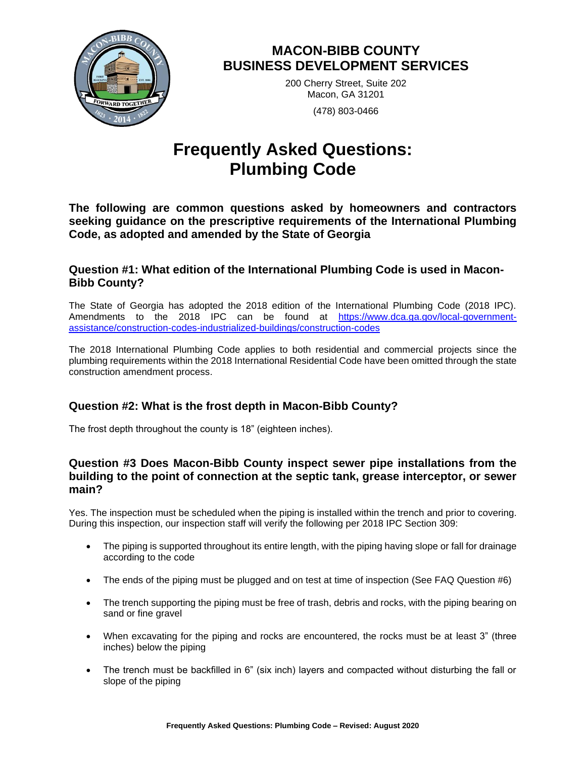# MACON-BIBB COUNTY
# BUSINESS DEVELOPMENT SERVICES

200 Cherry Street, Suite 202
Macon, GA 31201

(478) 803-0466

# Frequently Asked Questions: Plumbing Code

**The following are common questions asked by homeowners and contractors seeking guidance on the prescriptive requirements of the International Plumbing Code, as adopted and amended by the State of Georgia**

### Question #1: What edition of the International Plumbing Code is used in Macon-Bibb County?

The State of Georgia has adopted the 2018 edition of the International Plumbing Code (2018 IPC). Amendments to the 2018 IPC can be found at [https://www.dca.ga.gov/local-government-assistance/construction-codes-industrialized-buildings/construction-codes](https://www.dca.ga.gov/local-government-assistance/construction-codes-industrialized-buildings/construction-codes)

The 2018 International Plumbing Code applies to both residential and commercial projects since the plumbing requirements within the 2018 International Residential Code have been omitted through the state construction amendment process.

### Question #2: What is the frost depth in Macon-Bibb County?

The frost depth throughout the county is 18" (eighteen inches).

### Question #3 Does Macon-Bibb County inspect sewer pipe installations from the building to the point of connection at the septic tank, grease interceptor, or sewer main?

Yes. The inspection must be scheduled when the piping is installed within the trench and prior to covering. During this inspection, our inspection staff will verify the following per 2018 IPC Section 309:

- The piping is supported throughout its entire length, with the piping having slope or fall for drainage according to the code
- The ends of the piping must be plugged and on test at time of inspection (See FAQ Question #6)
- The trench supporting the piping must be free of trash, debris and rocks, with the piping bearing on sand or fine gravel
- When excavating for the piping and rocks are encountered, the rocks must be at least 3" (three inches) below the piping
- The trench must be backfilled in 6" (six inch) layers and compacted without disturbing the fall or slope of the piping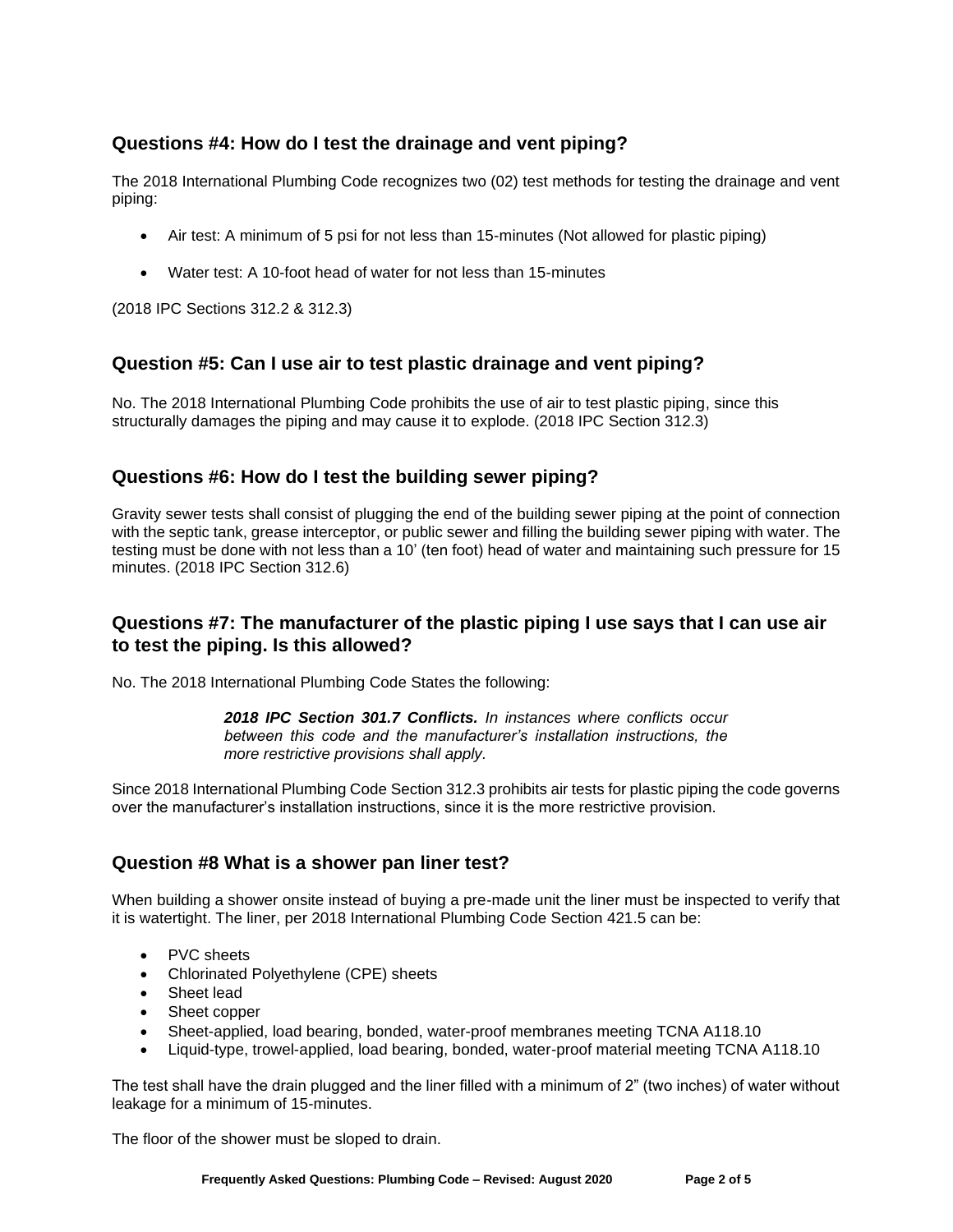## Questions #4: How do I test the drainage and vent piping?

The 2018 International Plumbing Code recognizes two (02) test methods for testing the drainage and vent piping:

- Air test: A minimum of 5 psi for not less than 15-minutes (Not allowed for plastic piping)
- Water test: A 10-foot head of water for not less than 15-minutes

(2018 IPC Sections 312.2 & 312.3)

## Question #5: Can I use air to test plastic drainage and vent piping?

No. The 2018 International Plumbing Code prohibits the use of air to test plastic piping, since this structurally damages the piping and may cause it to explode. (2018 IPC Section 312.3)

## Questions #6: How do I test the building sewer piping?

Gravity sewer tests shall consist of plugging the end of the building sewer piping at the point of connection with the septic tank, grease interceptor, or public sewer and filling the building sewer piping with water. The testing must be done with not less than a 10' (ten foot) head of water and maintaining such pressure for 15 minutes. (2018 IPC Section 312.6)

## Questions #7: The manufacturer of the plastic piping I use says that I can use air to test the piping. Is this allowed?

No. The 2018 International Plumbing Code States the following:

> ***2018 IPC Section 301.7 Conflicts.*** *In instances where conflicts occur between this code and the manufacturer's installation instructions, the more restrictive provisions shall apply.*

Since 2018 International Plumbing Code Section 312.3 prohibits air tests for plastic piping the code governs over the manufacturer's installation instructions, since it is the more restrictive provision.

## Question #8 What is a shower pan liner test?

When building a shower onsite instead of buying a pre-made unit the liner must be inspected to verify that it is watertight. The liner, per 2018 International Plumbing Code Section 421.5 can be:

- PVC sheets
- Chlorinated Polyethylene (CPE) sheets
- Sheet lead
- Sheet copper
- Sheet-applied, load bearing, bonded, water-proof membranes meeting TCNA A118.10
- Liquid-type, trowel-applied, load bearing, bonded, water-proof material meeting TCNA A118.10

The test shall have the drain plugged and the liner filled with a minimum of 2" (two inches) of water without leakage for a minimum of 15-minutes.

The floor of the shower must be sloped to drain.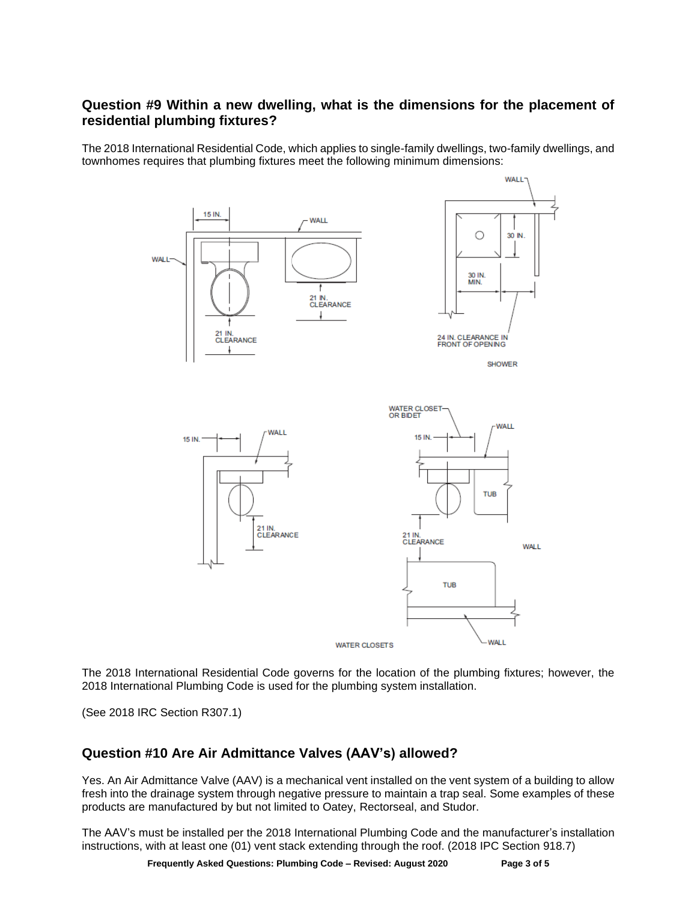## Question #9 Within a new dwelling, what is the dimensions for the placement of residential plumbing fixtures?

The 2018 International Residential Code, which applies to single-family dwellings, two-family dwellings, and townhomes requires that plumbing fixtures meet the following minimum dimensions:

The 2018 International Residential Code governs for the location of the plumbing fixtures; however, the 2018 International Plumbing Code is used for the plumbing system installation.

(See 2018 IRC Section R307.1)

## Question #10 Are Air Admittance Valves (AAV's) allowed?

Yes. An Air Admittance Valve (AAV) is a mechanical vent installed on the vent system of a building to allow fresh into the drainage system through negative pressure to maintain a trap seal. Some examples of these products are manufactured by but not limited to Oatey, Rectorseal, and Studor.

The AAV's must be installed per the 2018 International Plumbing Code and the manufacturer's installation instructions, with at least one (01) vent stack extending through the roof. (2018 IPC Section 918.7)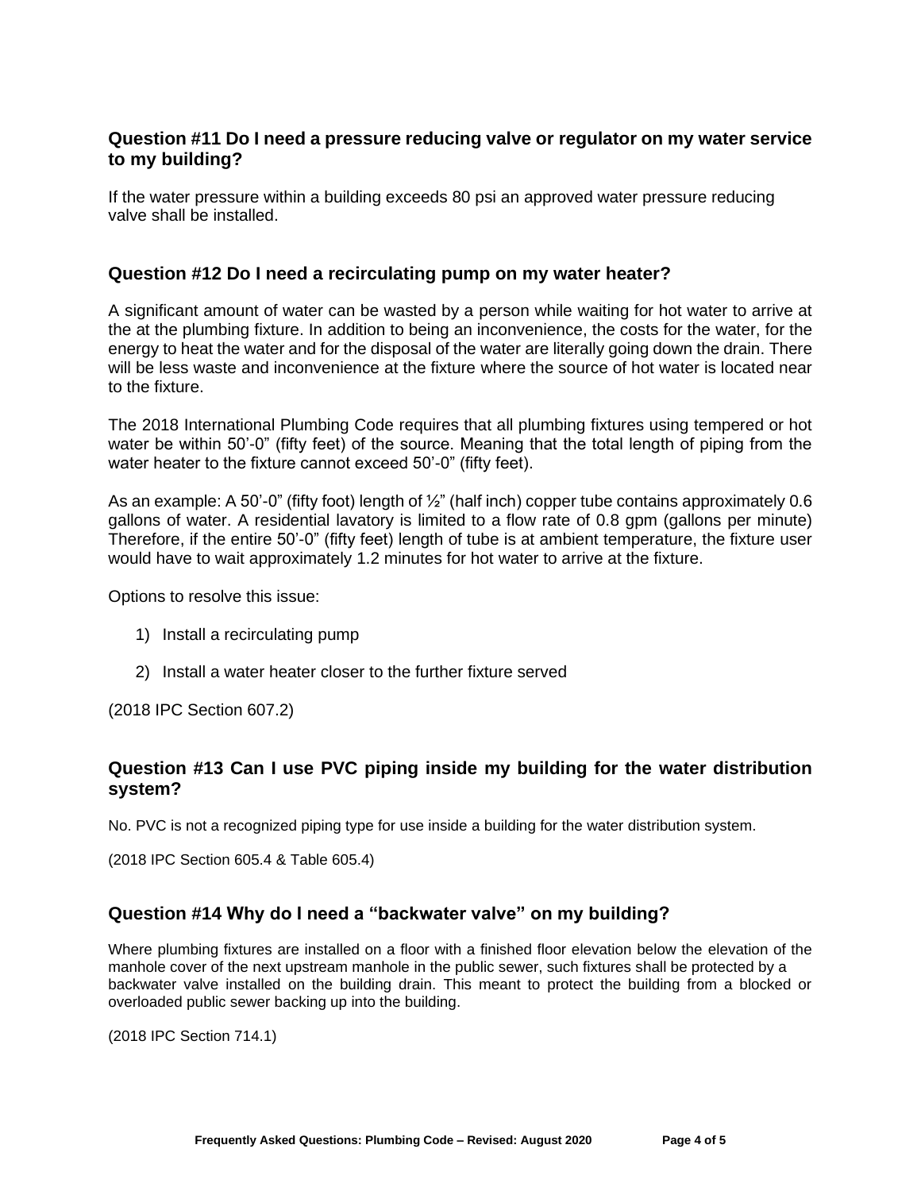### Question #11 Do I need a pressure reducing valve or regulator on my water service to my building?

If the water pressure within a building exceeds 80 psi an approved water pressure reducing valve shall be installed.

### Question #12 Do I need a recirculating pump on my water heater?

A significant amount of water can be wasted by a person while waiting for hot water to arrive at the at the plumbing fixture. In addition to being an inconvenience, the costs for the water, for the energy to heat the water and for the disposal of the water are literally going down the drain. There will be less waste and inconvenience at the fixture where the source of hot water is located near to the fixture.

The 2018 International Plumbing Code requires that all plumbing fixtures using tempered or hot water be within 50'-0" (fifty feet) of the source. Meaning that the total length of piping from the water heater to the fixture cannot exceed 50'-0" (fifty feet).

As an example: A 50'-0" (fifty foot) length of ½" (half inch) copper tube contains approximately 0.6 gallons of water. A residential lavatory is limited to a flow rate of 0.8 gpm (gallons per minute) Therefore, if the entire 50'-0" (fifty feet) length of tube is at ambient temperature, the fixture user would have to wait approximately 1.2 minutes for hot water to arrive at the fixture.

Options to resolve this issue:

1) Install a recirculating pump
2) Install a water heater closer to the further fixture served

(2018 IPC Section 607.2)

### Question #13 Can I use PVC piping inside my building for the water distribution system?

No. PVC is not a recognized piping type for use inside a building for the water distribution system.

(2018 IPC Section 605.4 & Table 605.4)

### Question #14 Why do I need a "backwater valve" on my building?

Where plumbing fixtures are installed on a floor with a finished floor elevation below the elevation of the manhole cover of the next upstream manhole in the public sewer, such fixtures shall be protected by a backwater valve installed on the building drain. This meant to protect the building from a blocked or overloaded public sewer backing up into the building.

(2018 IPC Section 714.1)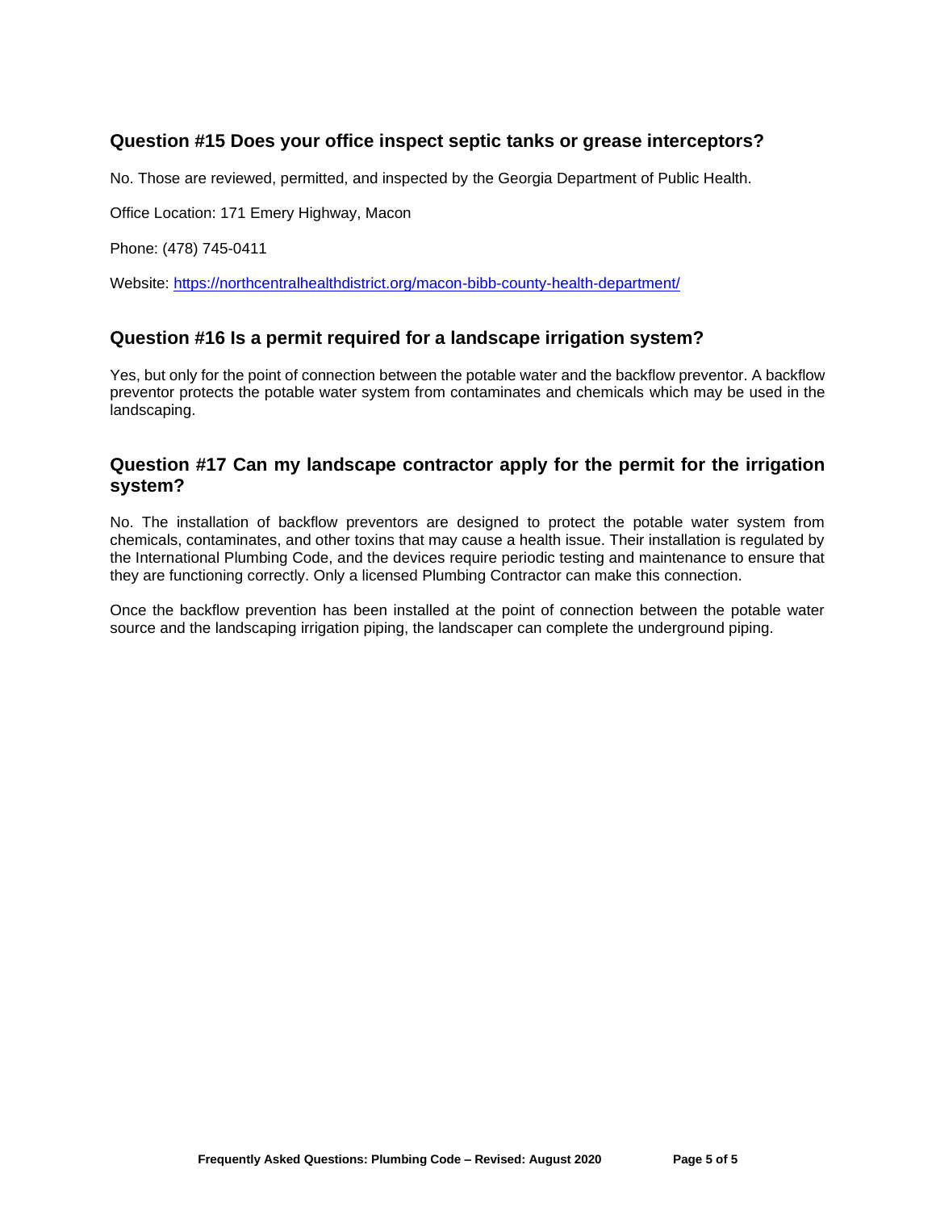## Question #15 Does your office inspect septic tanks or grease interceptors?

No. Those are reviewed, permitted, and inspected by the Georgia Department of Public Health.

Office Location: 171 Emery Highway, Macon

Phone: (478) 745-0411

Website: [https://northcentralhealthdistrict.org/macon-bibb-county-health-department/](https://northcentralhealthdistrict.org/macon-bibb-county-health-department/)

## Question #16 Is a permit required for a landscape irrigation system?

Yes, but only for the point of connection between the potable water and the backflow preventor. A backflow preventor protects the potable water system from contaminates and chemicals which may be used in the landscaping.

## Question #17 Can my landscape contractor apply for the permit for the irrigation system?

No. The installation of backflow preventors are designed to protect the potable water system from chemicals, contaminates, and other toxins that may cause a health issue. Their installation is regulated by the International Plumbing Code, and the devices require periodic testing and maintenance to ensure that they are functioning correctly. Only a licensed Plumbing Contractor can make this connection.

Once the backflow prevention has been installed at the point of connection between the potable water source and the landscaping irrigation piping, the landscaper can complete the underground piping.